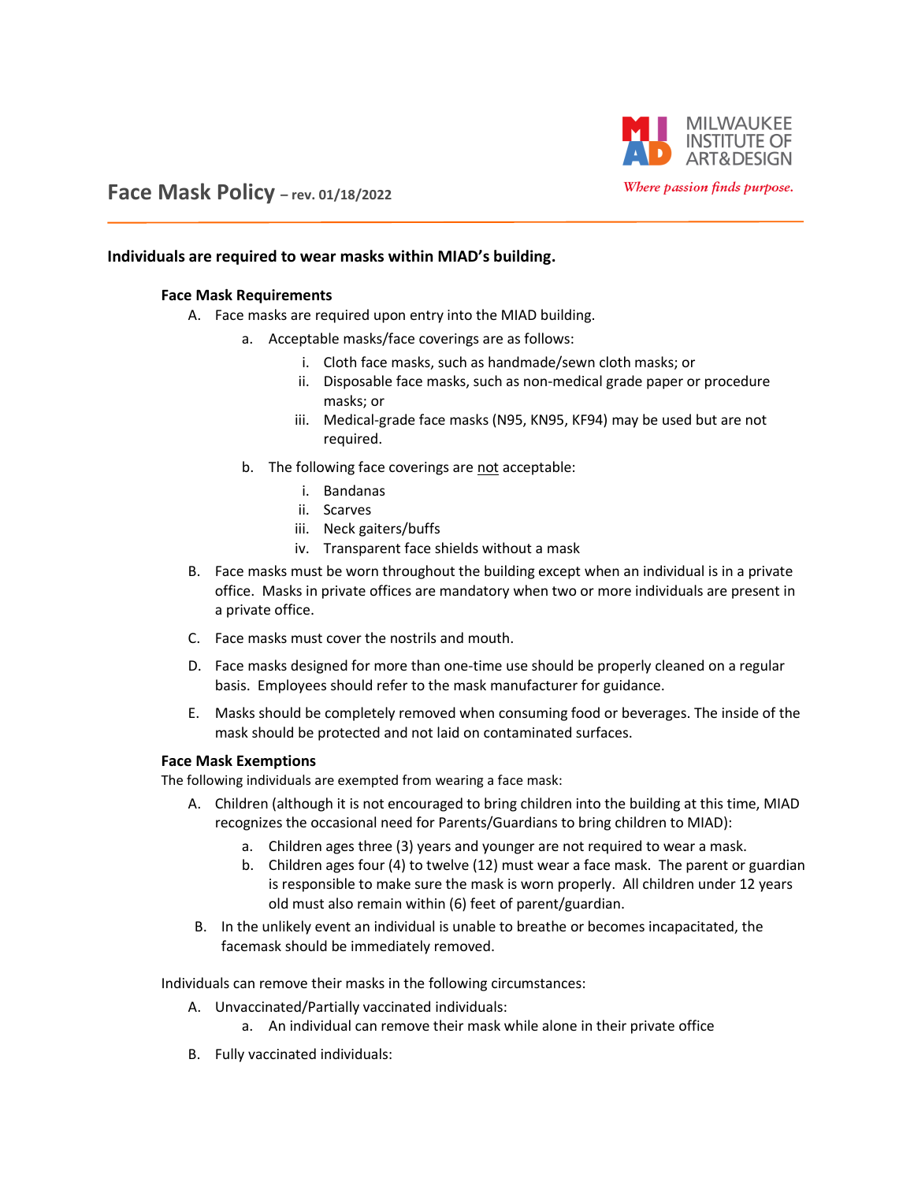MILWAUKEE INSTITUTE OF ART&DESIGN

*Where passion finds purpose.*

# Face Mask Policy – rev. 01/18/2022

**Individuals are required to wear masks within MIAD's building.**

### Face Mask Requirements

A. Face masks are required upon entry into the MIAD building.
   a. Acceptable masks/face coverings are as follows:
      i. Cloth face masks, such as handmade/sewn cloth masks; or
      ii. Disposable face masks, such as non-medical grade paper or procedure masks; or
      iii. Medical-grade face masks (N95, KN95, KF94) may be used but are not required.
   b. The following face coverings are <u>not</u> acceptable:
      i. Bandanas
      ii. Scarves
      iii. Neck gaiters/buffs
      iv. Transparent face shields without a mask

B. Face masks must be worn throughout the building except when an individual is in a private office. Masks in private offices are mandatory when two or more individuals are present in a private office.

C. Face masks must cover the nostrils and mouth.

D. Face masks designed for more than one-time use should be properly cleaned on a regular basis. Employees should refer to the mask manufacturer for guidance.

E. Masks should be completely removed when consuming food or beverages. The inside of the mask should be protected and not laid on contaminated surfaces.

### Face Mask Exemptions

The following individuals are exempted from wearing a face mask:

A. Children (although it is not encouraged to bring children into the building at this time, MIAD recognizes the occasional need for Parents/Guardians to bring children to MIAD):
   a. Children ages three (3) years and younger are not required to wear a mask.
   b. Children ages four (4) to twelve (12) must wear a face mask. The parent or guardian is responsible to make sure the mask is worn properly. All children under 12 years old must also remain within (6) feet of parent/guardian.

B. In the unlikely event an individual is unable to breathe or becomes incapacitated, the facemask should be immediately removed.

Individuals can remove their masks in the following circumstances:

A. Unvaccinated/Partially vaccinated individuals:
   a. An individual can remove their mask while alone in their private office

B. Fully vaccinated individuals: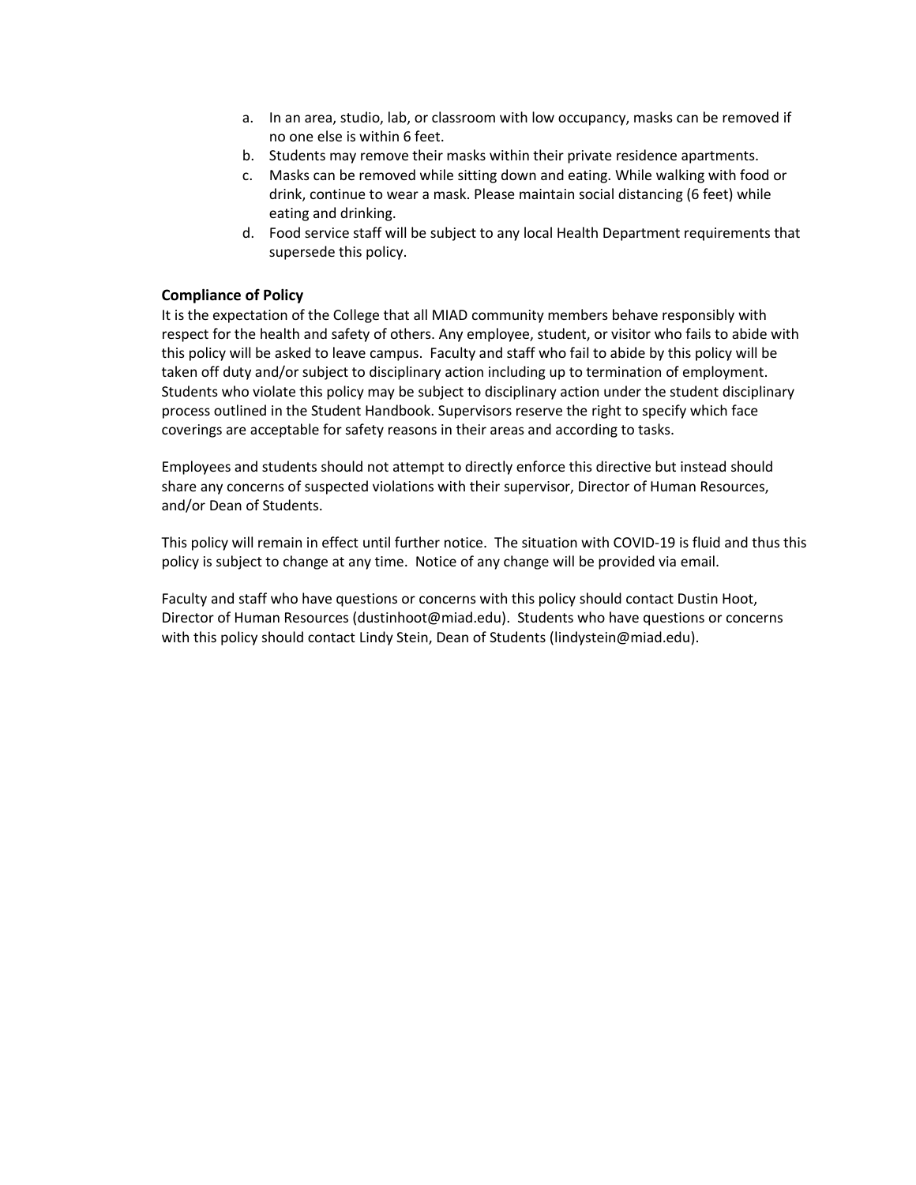a. In an area, studio, lab, or classroom with low occupancy, masks can be removed if no one else is within 6 feet.
b. Students may remove their masks within their private residence apartments.
c. Masks can be removed while sitting down and eating. While walking with food or drink, continue to wear a mask. Please maintain social distancing (6 feet) while eating and drinking.
d. Food service staff will be subject to any local Health Department requirements that supersede this policy.

**Compliance of Policy**

It is the expectation of the College that all MIAD community members behave responsibly with respect for the health and safety of others. Any employee, student, or visitor who fails to abide with this policy will be asked to leave campus. Faculty and staff who fail to abide by this policy will be taken off duty and/or subject to disciplinary action including up to termination of employment. Students who violate this policy may be subject to disciplinary action under the student disciplinary process outlined in the Student Handbook. Supervisors reserve the right to specify which face coverings are acceptable for safety reasons in their areas and according to tasks.

Employees and students should not attempt to directly enforce this directive but instead should share any concerns of suspected violations with their supervisor, Director of Human Resources, and/or Dean of Students.

This policy will remain in effect until further notice. The situation with COVID-19 is fluid and thus this policy is subject to change at any time. Notice of any change will be provided via email.

Faculty and staff who have questions or concerns with this policy should contact Dustin Hoot, Director of Human Resources (dustinhoot@miad.edu). Students who have questions or concerns with this policy should contact Lindy Stein, Dean of Students (lindystein@miad.edu).